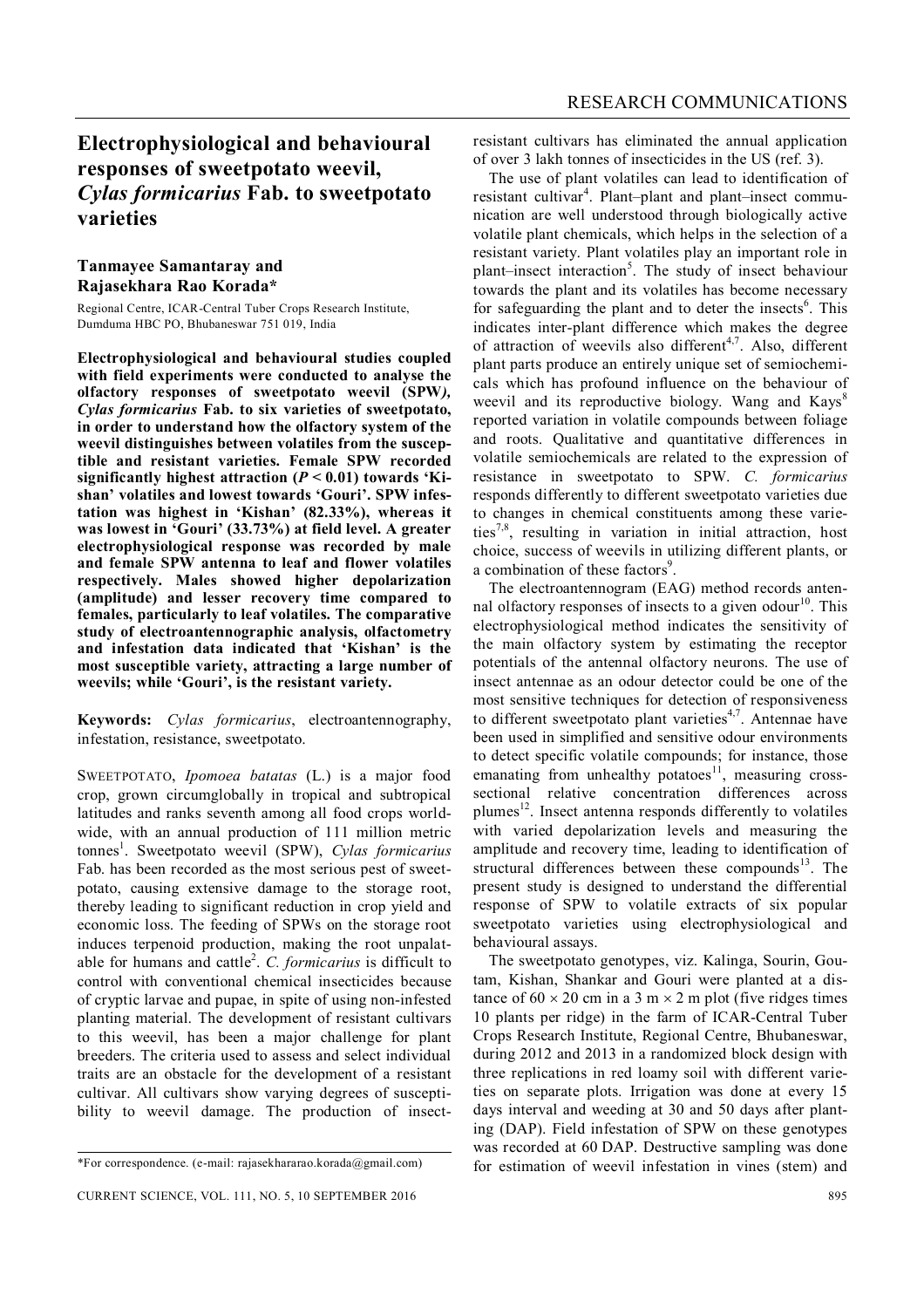# Electrophysiological and behavioural responses of sweetpotato weevil, *Cylas formicarius* Fab. to sweetpotato varieties

**Tanmayee Samantaray and Rajasekhara Rao Korada***

Regional Centre, ICAR-Central Tuber Crops Research Institute, Dumduma HBC PO, Bhubaneswar 751 019, India

**Electrophysiological and behavioural studies coupled with field experiments were conducted to analyse the olfactory responses of sweetpotato weevil (SPW), *Cylas formicarius* Fab. to six varieties of sweetpotato, in order to understand how the olfactory system of the weevil distinguishes between volatiles from the susceptible and resistant varieties. Female SPW recorded significantly highest attraction ($P < 0.01$) towards 'Kishan' volatiles and lowest towards 'Gouri'. SPW infestation was highest in 'Kishan' (82.33%), whereas it was lowest in 'Gouri' (33.73%) at field level. A greater electrophysiological response was recorded by male and female SPW antenna to leaf and flower volatiles respectively. Males showed higher depolarization (amplitude) and lesser recovery time compared to females, particularly to leaf volatiles. The comparative study of electroantennographic analysis, olfactometry and infestation data indicated that 'Kishan' is the most susceptible variety, attracting a large number of weevils; while 'Gouri', is the resistant variety.**

**Keywords:** *Cylas formicarius*, electroantennography, infestation, resistance, sweetpotato.

SWEETPOTATO, *Ipomoea batatas* (L.) is a major food crop, grown circumglobally in tropical and subtropical latitudes and ranks seventh among all food crops worldwide, with an annual production of 111 million metric tonnes[1]. Sweetpotato weevil (SPW), *Cylas formicarius* Fab. has been recorded as the most serious pest of sweetpotato, causing extensive damage to the storage root, thereby leading to significant reduction in crop yield and economic loss. The feeding of SPWs on the storage root induces terpenoid production, making the root unpalatable for humans and cattle[2]. *C. formicarius* is difficult to control with conventional chemical insecticides because of cryptic larvae and pupae, in spite of using non-infested planting material. The development of resistant cultivars to this weevil, has been a major challenge for plant breeders. The criteria used to assess and select individual traits are an obstacle for the development of a resistant cultivar. All cultivars show varying degrees of susceptibility to weevil damage. The production of insect-resistant cultivars has eliminated the annual application of over 3 lakh tonnes of insecticides in the US (ref. 3).

The use of plant volatiles can lead to identification of resistant cultivar[4]. Plant–plant and plant–insect communication are well understood through biologically active volatile plant chemicals, which helps in the selection of a resistant variety. Plant volatiles play an important role in plant–insect interaction[5]. The study of insect behaviour towards the plant and its volatiles has become necessary for safeguarding the plant and to deter the insects[6]. This indicates inter-plant difference which makes the degree of attraction of weevils also different[4,7]. Also, different plant parts produce an entirely unique set of semiochemicals which has profound influence on the behaviour of weevil and its reproductive biology. Wang and Kays[8] reported variation in volatile compounds between foliage and roots. Qualitative and quantitative differences in volatile semiochemicals are related to the expression of resistance in sweetpotato to SPW. *C. formicarius* responds differently to different sweetpotato varieties due to changes in chemical constituents among these varieties[7,8], resulting in variation in initial attraction, host choice, success of weevils in utilizing different plants, or a combination of these factors[9].

The electroantennogram (EAG) method records antennal olfactory responses of insects to a given odour[10]. This electrophysiological method indicates the sensitivity of the main olfactory system by estimating the receptor potentials of the antennal olfactory neurons. The use of insect antennae as an odour detector could be one of the most sensitive techniques for detection of responsiveness to different sweetpotato plant varieties[4,7]. Antennae have been used in simplified and sensitive odour environments to detect specific volatile compounds; for instance, those emanating from unhealthy potatoes[11], measuring cross-sectional relative concentration differences across plumes[12]. Insect antenna responds differently to volatiles with varied depolarization levels and measuring the amplitude and recovery time, leading to identification of structural differences between these compounds[13]. The present study is designed to understand the differential response of SPW to volatile extracts of six popular sweetpotato varieties using electrophysiological and behavioural assays.

The sweetpotato genotypes, viz. Kalinga, Sourin, Goutam, Kishan, Shankar and Gouri were planted at a distance of $60 \times 20$ cm in a $3\text{ m} \times 2\text{ m}$ plot (five ridges times 10 plants per ridge) in the farm of ICAR-Central Tuber Crops Research Institute, Regional Centre, Bhubaneswar, during 2012 and 2013 in a randomized block design with three replications in red loamy soil with different varieties on separate plots. Irrigation was done at every 15 days interval and weeding at 30 and 50 days after planting (DAP). Field infestation of SPW on these genotypes was recorded at 60 DAP. Destructive sampling was done for estimation of weevil infestation in vines (stem) and

*For correspondence. (e-mail: rajasekhararao.korada@gmail.com)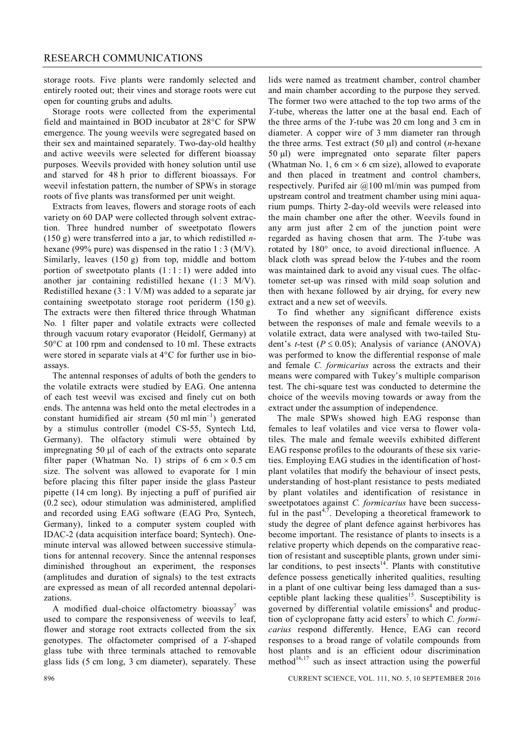storage roots. Five plants were randomly selected and entirely rooted out; their vines and storage roots were cut open for counting grubs and adults.

Storage roots were collected from the experimental field and maintained in BOD incubator at 28°C for SPW emergence. The young weevils were segregated based on their sex and maintained separately. Two-day-old healthy and active weevils were selected for different bioassay purposes. Weevils provided with honey solution until use and starved for 48 h prior to different bioassays. For weevil infestation pattern, the number of SPWs in storage roots of five plants was transformed per unit weight.

Extracts from leaves, flowers and storage roots of each variety on 60 DAP were collected through solvent extraction. Three hundred number of sweetpotato flowers (150 g) were transferred into a jar, to which redistilled *n*-hexane (99% pure) was dispensed in the ratio 1 : 3 (M/V). Similarly, leaves (150 g) from top, middle and bottom portion of sweetpotato plants (1 : 1 : 1) were added into another jar containing redistilled hexane (1 : 3 M/V). Redistilled hexane (3 : 1 V/M) was added to a separate jar containing sweetpotato storage root periderm (150 g). The extracts were then filtered thrice through Whatman No. 1 filter paper and volatile extracts were collected through vacuum rotary evaporator (Heidolf, Germany) at 50°C at 100 rpm and condensed to 10 ml. These extracts were stored in separate vials at 4°C for further use in bioassays.

The antennal responses of adults of both the genders to the volatile extracts were studied by EAG. One antenna of each test weevil was excised and finely cut on both ends. The antenna was held onto the metal electrodes in a constant humidified air stream (50 ml $\text{min}^{-1}$) generated by a stimulus controller (model CS-55, Syntech Ltd, Germany). The olfactory stimuli were obtained by impregnating 50 μl of each of the extracts onto separate filter paper (Whatman No. 1) strips of 6 cm × 0.5 cm size. The solvent was allowed to evaporate for 1 min before placing this filter paper inside the glass Pasteur pipette (14 cm long). By injecting a puff of purified air (0.2 sec), odour stimulation was administered, amplified and recorded using EAG software (EAG Pro, Syntech, Germany), linked to a computer system coupled with IDAC-2 (data acquisition interface board; Syntech). One-minute interval was allowed between successive stimulations for antennal recovery. Since the antennal responses diminished throughout an experiment, the responses (amplitudes and duration of signals) to the test extracts are expressed as mean of all recorded antennal depolarizations.

A modified dual-choice olfactometry bioassay[7] was used to compare the responsiveness of weevils to leaf, flower and storage root extracts collected from the six genotypes. The olfactometer comprised of a *Y*-shaped glass tube with three terminals attached to removable glass lids (5 cm long, 3 cm diameter), separately. These lids were named as treatment chamber, control chamber and main chamber according to the purpose they served. The former two were attached to the top two arms of the *Y*-tube, whereas the latter one at the basal end. Each of the three arms of the *Y*-tube was 20 cm long and 3 cm in diameter. A copper wire of 3 mm diameter ran through the three arms. Test extract (50 μl) and control (*n*-hexane 50 μl) were impregnated onto separate filter papers (Whatman No. 1, 6 cm × 6 cm size), allowed to evaporate and then placed in treatment and control chambers, respectively. Purifed air @100 ml/min was pumped from upstream control and treatment chamber using mini aquarium pumps. Thirty 2-day-old weevils were released into the main chamber one after the other. Weevils found in any arm just after 2 cm of the junction point were regarded as having chosen that arm. The *Y*-tube was rotated by 180° once, to avoid directional influence. A black cloth was spread below the *Y*-tubes and the room was maintained dark to avoid any visual cues. The olfactometer set-up was rinsed with mild soap solution and then with hexane followed by air drying, for every new extract and a new set of weevils.

To find whether any significant difference exists between the responses of male and female weevils to a volatile extract, data were analysed with two-tailed Student's *t*-test ($P \leq 0.05$); Analysis of variance (ANOVA) was performed to know the differential response of male and female *C. formicarius* across the extracts and their means were compared with Tukey's multiple comparison test. The chi-square test was conducted to determine the choice of the weevils moving towards or away from the extract under the assumption of independence.

The male SPWs showed high EAG response than females to leaf volatiles and vice versa to flower volatiles. The male and female weevils exhibited different EAG response profiles to the odourants of these six varieties. Employing EAG studies in the identification of host-plant volatiles that modify the behaviour of insect pests, understanding of host-plant resistance to pests mediated by plant volatiles and identification of resistance in sweetpotatoes against *C. formicarius* have been successful in the past[4,7]. Developing a theoretical framework to study the degree of plant defence against herbivores has become important. The resistance of plants to insects is a relative property which depends on the comparative reaction of resistant and susceptible plants, grown under similar conditions, to pest insects[14]. Plants with constitutive defence possess genetically inherited qualities, resulting in a plant of one cultivar being less damaged than a susceptible plant lacking these qualities[15]. Susceptibility is governed by differential volatile emissions[4] and production of cyclopropane fatty acid esters[7] to which *C. formicarius* respond differently. Hence, EAG can record responses to a broad range of volatile compounds from host plants and is an efficient odour discrimination method[16,17] such as insect attraction using the powerful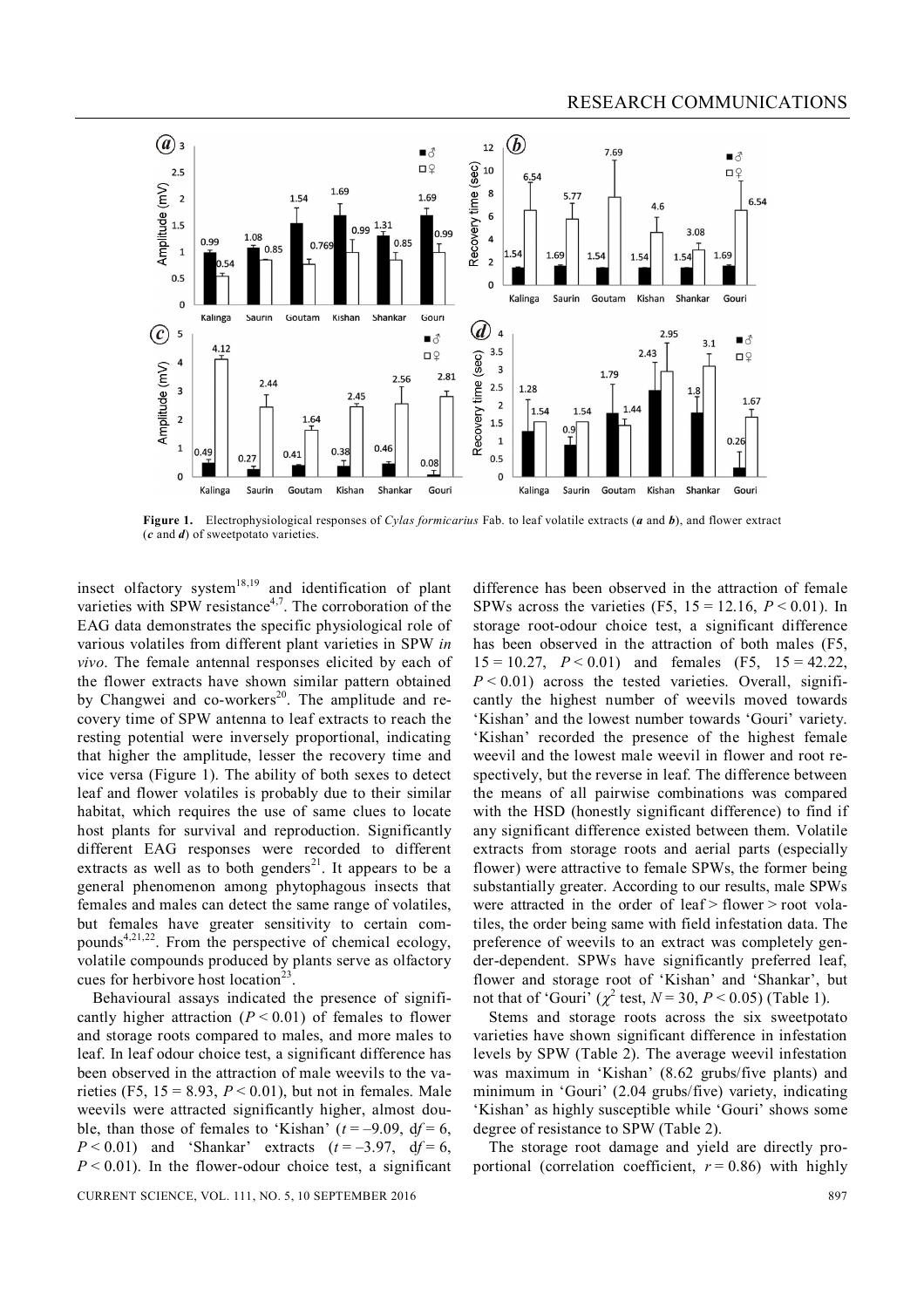**Figure 1.** Electrophysiological responses of *Cylas formicarius* Fab. to leaf volatile extracts (***a*** and ***b***), and flower extract (***c*** and ***d***) of sweetpotato varieties.

insect olfactory system[18,19] and identification of plant varieties with SPW resistance[4,7]. The corroboration of the EAG data demonstrates the specific physiological role of various volatiles from different plant varieties in SPW *in vivo*. The female antennal responses elicited by each of the flower extracts have shown similar pattern obtained by Changwei and co-workers[20]. The amplitude and recovery time of SPW antenna to leaf extracts to reach the resting potential were inversely proportional, indicating that higher the amplitude, lesser the recovery time and vice versa (Figure 1). The ability of both sexes to detect leaf and flower volatiles is probably due to their similar habitat, which requires the use of same clues to locate host plants for survival and reproduction. Significantly different EAG responses were recorded to different extracts as well as to both genders[21]. It appears to be a general phenomenon among phytophagous insects that females and males can detect the same range of volatiles, but females have greater sensitivity to certain compounds[4,21,22]. From the perspective of chemical ecology, volatile compounds produced by plants serve as olfactory cues for herbivore host location[23].

Behavioural assays indicated the presence of significantly higher attraction ($P < 0.01$) of females to flower and storage roots compared to males, and more males to leaf. In leaf odour choice test, a significant difference has been observed in the attraction of male weevils to the varieties ($F5, 15 = 8.93$, $P < 0.01$), but not in females. Male weevils were attracted significantly higher, almost double, than those of females to 'Kishan' ($t = -9.09$, $df = 6$, $P < 0.01$) and 'Shankar' extracts ($t = -3.97$, $df = 6$, $P < 0.01$). In the flower-odour choice test, a significant difference has been observed in the attraction of female SPWs across the varieties ($F5, 15 = 12.16$, $P < 0.01$). In storage root-odour choice test, a significant difference has been observed in the attraction of both males ($F5, 15 = 10.27$, $P < 0.01$) and females ($F5, 15 = 42.22$, $P < 0.01$) across the tested varieties. Overall, significantly the highest number of weevils moved towards 'Kishan' and the lowest number towards 'Gouri' variety. 'Kishan' recorded the presence of the highest female weevil and the lowest male weevil in flower and root respectively, but the reverse in leaf. The difference between the means of all pairwise combinations was compared with the HSD (honestly significant difference) to find if any significant difference existed between them. Volatile extracts from storage roots and aerial parts (especially flower) were attractive to female SPWs, the former being substantially greater. According to our results, male SPWs were attracted in the order of leaf > flower > root volatiles, the order being same with field infestation data. The preference of weevils to an extract was completely gender-dependent. SPWs have significantly preferred leaf, flower and storage root of 'Kishan' and 'Shankar', but not that of 'Gouri' ($\chi^2$ test, $N = 30$, $P < 0.05$) (Table 1).

Stems and storage roots across the six sweetpotato varieties have shown significant difference in infestation levels by SPW (Table 2). The average weevil infestation was maximum in 'Kishan' (8.62 grubs/five plants) and minimum in 'Gouri' (2.04 grubs/five) variety, indicating 'Kishan' as highly susceptible while 'Gouri' shows some degree of resistance to SPW (Table 2).

The storage root damage and yield are directly proportional (correlation coefficient, $r = 0.86$) with highly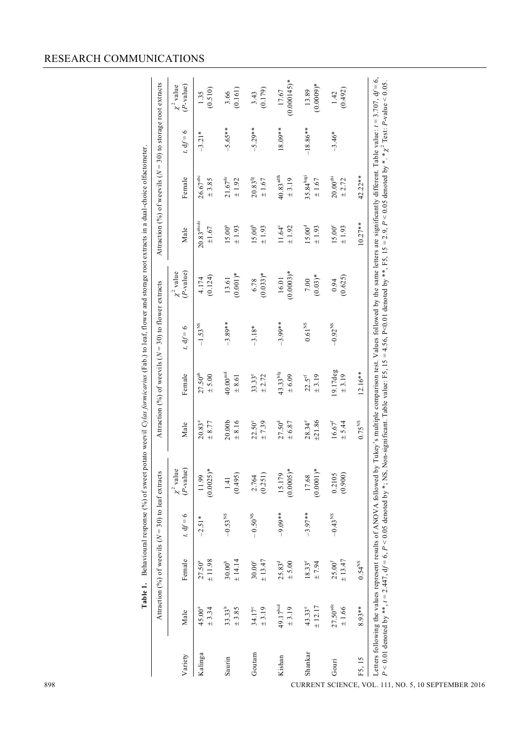**Table 1.** Behavioural response (%) of sweet potato weevil *Cylas formicarius* (Fab.) to leaf, flower and storage root extracts in a dual-choice olfactometer.

| Variety | Attraction (%) of weevils ($N$ = 30) to leaf extracts | | | | Attraction (%) of weevils ($N$ = 30) to flower extracts | | | | Attraction (%) of weevils ($N$ = 30) to storage root extracts | | | |
|---|---|---|---|---|---|---|---|---|---|---|---|---|
| | Male | Female | $t$, df = 6 | $\chi^2$ value ($P$-value) | Male | Female | $t$, df = 6 | $\chi^2$ value ($P$-value) | Male | Female | $t$, df = 6 | $\chi^2$ value ($P$-value) |
| Kalinga | $45.00^{a}$ ± 3.34 | $27.50^{a}$ ± 11.98 | $-2.51^{*}$ | 11.99 (0.0025)* | $20.83^{a}$ ± 8.77 | $27.50^{ab}$ ± 5.00 | $-1.53^{NS}$ | 4.174 (0.124) | $20.83^{abcde}$ ±1.67 | $26.67^{abc}$ ± 3.85 | $-3.21^{*}$ | 1.35 (0.510) |
| Saurin | $33.33^{b}$ ± 3.85 | $30.00^{b}$ ± 14.14 | $-0.53^{NS}$ | 1.41 (0.495) | 20.00b ± 8.16 | $40.00^{acd}$ ± 8.61 | $-3.89^{**}$ | 13.61 (0.001)* | $15.00^{a}$ ± 1.93 | $21.67^{de}$ ± 1.92 | $-5.65^{**}$ | 3.66 (0.161) |
| Goutam | $34.17^{c}$ ± 3.19 | $30.00^{c}$ ± 13.47 | $-0.50^{NS}$ | 2.764 (0.251) | $22.50^{c}$ ± 7.39 | $33.33^{e}$ ± 2.72 | $-3.18^{*}$ | 6.78 (0.033)* | $15.00^{b}$ ± 1.93 | $20.83^{fg}$ ± 1.67 | $-5.29^{**}$ | 3.43 (0.179) |
| Kishan | $49.17^{bcd}$ ± 3.19 | $25.83^{d}$ ± 5.00 | $-9.09^{**}$ | 15.179 (0.0005)* | $27.50^{d}$ ± 6.87 | $43.33^{bfg}$ ± 6.09 | $-3.99^{**}$ | 16.01 (0.0003)* | $11.64^{c}$ ± 1.92 | $40.83^{adfh}$ ± 3.19 | $18.09^{**}$ | 17.67 (0.000145)* |
| Shankar | $43.33^{e}$ ± 12.17 | $18.33^{e}$ ± 7.94 | $-3.97^{**}$ | 17.68 (0.0001)* | $28.34^{e}$ ±21.86 | $22.5^{cf}$ ± 3.19 | $0.61^{NS}$ | 7.00 (0.03)* | $15.00^{d}$ ± 1.93 | $35.84^{begi}$ ± 1.67 | $-18.86^{**}$ | 13.89 (0.0009)* |
| Gouri | $27.50^{ade}$ ± 1.66 | $25.00^{f}$ ± 13.47 | $-0.43^{NS}$ | 0.2105 (0.900) | $16.67^{f}$ ± 5.44 | 19.17deg ± 3.19 | $-0.92^{NS}$ | 0.94 (0.625) | $15.00^{e}$ ± 1.93 | $20.00^{dhi}$ ± 2.72 | $-3.46^{*}$ | 1.42 (0.492) |
| F5, 15 | $8.93^{**}$ | $0.54^{NS}$ | | | $0.75^{NS}$ | $12.16^{**}$ | | | $10.27^{**}$ | $42.22^{**}$ | | |

Letters following the values represent results of ANOVA followed by Tukey's multiple comparison test. Values followed by the same letters are significantly different. Table value: $t$ = 3.707, $df$ = 6, $P$ < 0.01 denoted by **, $t$ = 2.447, df = 6, $P$ < 0.05 denoted by *; NS, Non-significant. Table value: F5, 15 = 4.56, P<0.01 denoted by **, F5, 15 = 2.9, $P$ < 0.05 denoted by **. * $\chi^2$ Test: $P$-value < 0.05.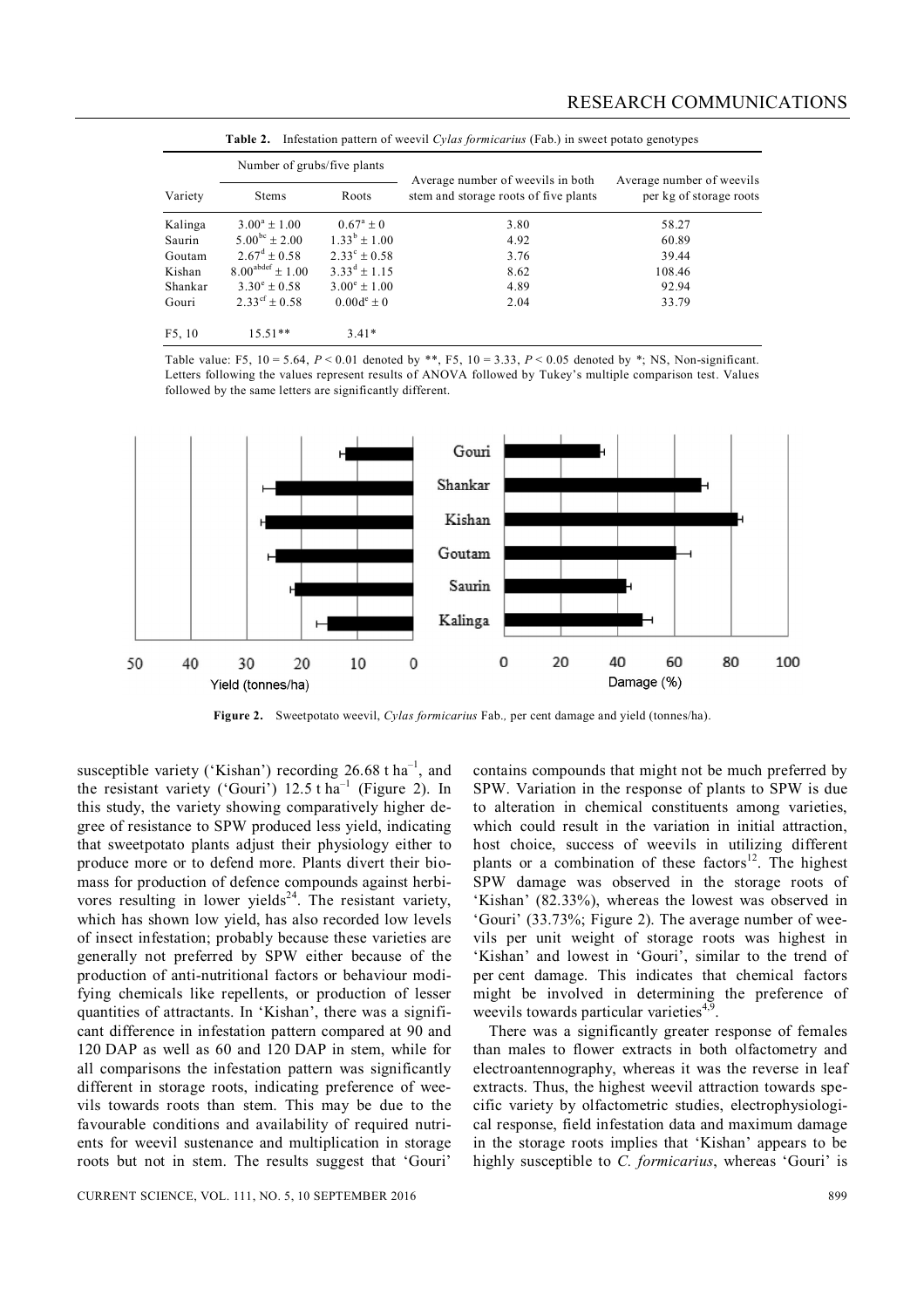**Table 2.** Infestation pattern of weevil *Cylas formicarius* (Fab.) in sweet potato genotypes

| Variety | Number of grubs/five plants | | Average number of weevils in both stem and storage roots of five plants | Average number of weevils per kg of storage roots |
|---|---|---|---|---|
| | Stems | Roots | | |
| Kalinga | $3.00^{a} \pm 1.00$ | $0.67^{a} \pm 0$ | 3.80 | 58.27 |
| Saurin | $5.00^{bc} \pm 2.00$ | $1.33^{b} \pm 1.00$ | 4.92 | 60.89 |
| Goutam | $2.67^{d} \pm 0.58$ | $2.33^{c} \pm 0.58$ | 3.76 | 39.44 |
| Kishan | $8.00^{abdef} \pm 1.00$ | $3.33^{d} \pm 1.15$ | 8.62 | 108.46 |
| Shankar | $3.30^{e} \pm 0.58$ | $3.00^{e} \pm 1.00$ | 4.89 | 92.94 |
| Gouri | $2.33^{cf} \pm 0.58$ | $0.00d^{e} \pm 0$ | 2.04 | 33.79 |
| F5, 10 | 15.51** | 3.41* | | |

Table value: F5, 10 = 5.64, $P < 0.01$ denoted by **, F5, 10 = 3.33, $P < 0.05$ denoted by *; NS, Non-significant. Letters following the values represent results of ANOVA followed by Tukey's multiple comparison test. Values followed by the same letters are significantly different.

**Figure 2.** Sweetpotato weevil, *Cylas formicarius* Fab., per cent damage and yield (tonnes/ha).

susceptible variety ('Kishan') recording 26.68 t $ha^{-1}$, and the resistant variety ('Gouri') 12.5 t $ha^{-1}$ (Figure 2). In this study, the variety showing comparatively higher degree of resistance to SPW produced less yield, indicating that sweetpotato plants adjust their physiology either to produce more or to defend more. Plants divert their biomass for production of defence compounds against herbivores resulting in lower yields[24]. The resistant variety, which has shown low yield, has also recorded low levels of insect infestation; probably because these varieties are generally not preferred by SPW either because of the production of anti-nutritional factors or behaviour modifying chemicals like repellents, or production of lesser quantities of attractants. In 'Kishan', there was a significant difference in infestation pattern compared at 90 and 120 DAP as well as 60 and 120 DAP in stem, while for all comparisons the infestation pattern was significantly different in storage roots, indicating preference of weevils towards roots than stem. This may be due to the favourable conditions and availability of required nutrients for weevil sustenance and multiplication in storage roots but not in stem. The results suggest that 'Gouri' contains compounds that might not be much preferred by SPW. Variation in the response of plants to SPW is due to alteration in chemical constituents among varieties, which could result in the variation in initial attraction, host choice, success of weevils in utilizing different plants or a combination of these factors[12]. The highest SPW damage was observed in the storage roots of 'Kishan' (82.33%), whereas the lowest was observed in 'Gouri' (33.73%; Figure 2). The average number of weevils per unit weight of storage roots was highest in 'Kishan' and lowest in 'Gouri', similar to the trend of per cent damage. This indicates that chemical factors might be involved in determining the preference of weevils towards particular varieties[4,9].

There was a significantly greater response of females than males to flower extracts in both olfactometry and electroantennography, whereas it was the reverse in leaf extracts. Thus, the highest weevil attraction towards specific variety by olfactometric studies, electrophysiological response, field infestation data and maximum damage in the storage roots implies that 'Kishan' appears to be highly susceptible to *C. formicarius*, whereas 'Gouri' is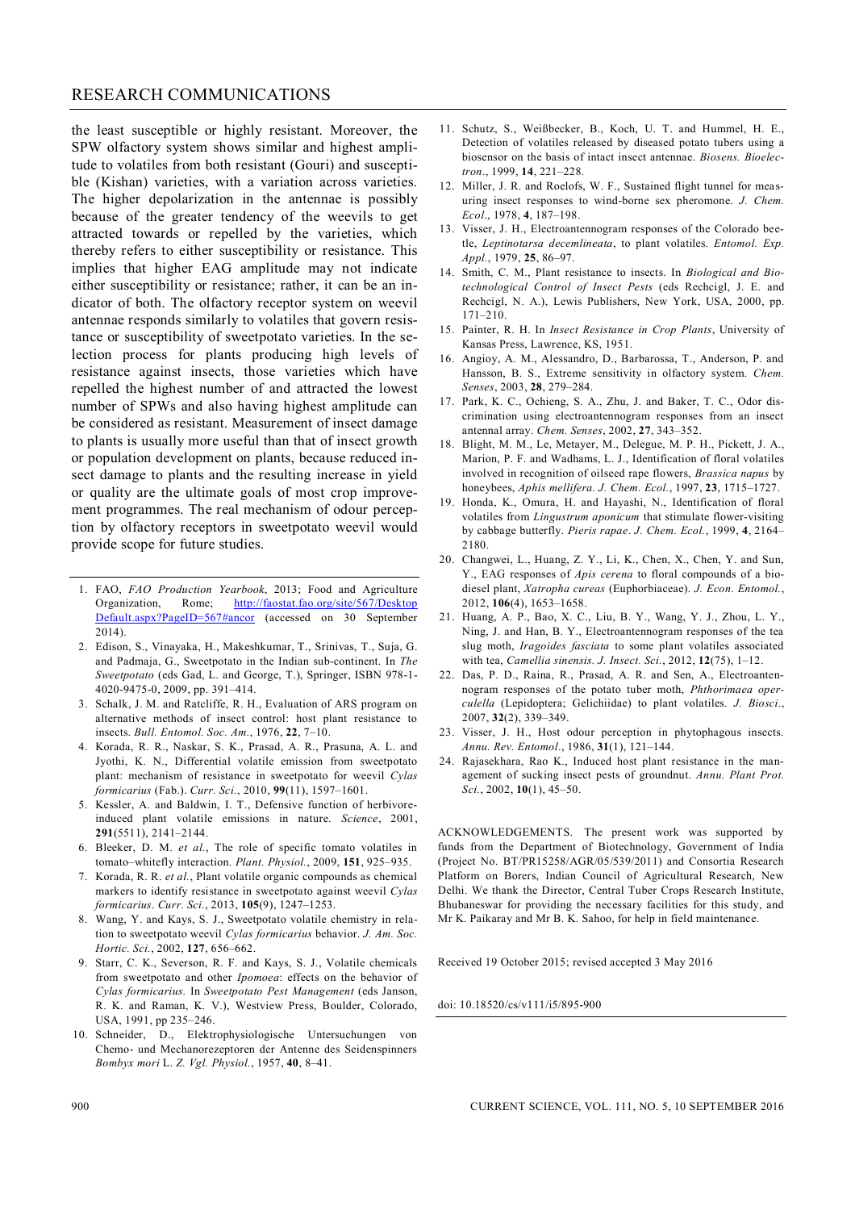the least susceptible or highly resistant. Moreover, the SPW olfactory system shows similar and highest amplitude to volatiles from both resistant (Gouri) and susceptible (Kishan) varieties, with a variation across varieties. The higher depolarization in the antennae is possibly because of the greater tendency of the weevils to get attracted towards or repelled by the varieties, which thereby refers to either susceptibility or resistance. This implies that higher EAG amplitude may not indicate either susceptibility or resistance; rather, it can be an indicator of both. The olfactory receptor system on weevil antennae responds similarly to volatiles that govern resistance or susceptibility of sweetpotato varieties. In the selection process for plants producing high levels of resistance against insects, those varieties which have repelled the highest number of and attracted the lowest number of SPWs and also having highest amplitude can be considered as resistant. Measurement of insect damage to plants is usually more useful than that of insect growth or population development on plants, because reduced insect damage to plants and the resulting increase in yield or quality are the ultimate goals of most crop improvement programmes. The real mechanism of odour perception by olfactory receptors in sweetpotato weevil would provide scope for future studies.

1. FAO, *FAO Production Yearbook*, 2013; Food and Agriculture Organization, Rome; http://faostat.fao.org/site/567/DesktopDefault.aspx?PageID=567#ancor (accessed on 30 September 2014).
2. Edison, S., Vinayaka, H., Makeshkumar, T., Srinivas, T., Suja, G. and Padmaja, G., Sweetpotato in the Indian sub-continent. In *The Sweetpotato* (eds Gad, L. and George, T.), Springer, ISBN 978-1-4020-9475-0, 2009, pp. 391–414.
3. Schalk, J. M. and Ratcliffe, R. H., Evaluation of ARS program on alternative methods of insect control: host plant resistance to insects. *Bull. Entomol. Soc. Am.*, 1976, **22**, 7–10.
4. Korada, R. R., Naskar, S. K., Prasad, A. R., Prasuna, A. L. and Jyothi, K. N., Differential volatile emission from sweetpotato plant: mechanism of resistance in sweetpotato for weevil *Cylas formicarius* (Fab.). *Curr. Sci.*, 2010, **99**(11), 1597–1601.
5. Kessler, A. and Baldwin, I. T., Defensive function of herbivore-induced plant volatile emissions in nature. *Science*, 2001, **291**(5511), 2141–2144.
6. Bleeker, D. M. *et al.*, The role of specific tomato volatiles in tomato–whitefly interaction. *Plant. Physiol.*, 2009, **151**, 925–935.
7. Korada, R. R. *et al.*, Plant volatile organic compounds as chemical markers to identify resistance in sweetpotato against weevil *Cylas formicarius*. *Curr. Sci.*, 2013, **105**(9), 1247–1253.
8. Wang, Y. and Kays, S. J., Sweetpotato volatile chemistry in relation to sweetpotato weevil *Cylas formicarius* behavior. *J. Am. Soc. Hortic. Sci.*, 2002, **127**, 656–662.
9. Starr, C. K., Severson, R. F. and Kays, S. J., Volatile chemicals from sweetpotato and other *Ipomoea*: effects on the behavior of *Cylas formicarius*. In *Sweetpotato Pest Management* (eds Janson, R. K. and Raman, K. V.), Westview Press, Boulder, Colorado, USA, 1991, pp 235–246.
10. Schneider, D., Elektrophysiologische Untersuchungen von Chemo- und Mechanorezeptoren der Antenne des Seidenspinners *Bombyx mori* L. *Z. Vgl. Physiol.*, 1957, **40**, 8–41.
11. Schutz, S., Weißbecker, B., Koch, U. T. and Hummel, H. E., Detection of volatiles released by diseased potato tubers using a biosensor on the basis of intact insect antennae. *Biosens. Bioelectron*., 1999, **14**, 221–228.
12. Miller, J. R. and Roelofs, W. F., Sustained flight tunnel for measuring insect responses to wind-borne sex pheromone. *J. Chem. Ecol*., 1978, **4**, 187–198.
13. Visser, J. H., Electroantennogram responses of the Colorado beetle, *Leptinotarsa decemlineata*, to plant volatiles. *Entomol. Exp. Appl.*, 1979, **25**, 86–97.
14. Smith, C. M., Plant resistance to insects. In *Biological and Biotechnological Control of Insect Pests* (eds Rechcigl, J. E. and Rechcigl, N. A.), Lewis Publishers, New York, USA, 2000, pp. 171–210.
15. Painter, R. H. In *Insect Resistance in Crop Plants*, University of Kansas Press, Lawrence, KS, 1951.
16. Angioy, A. M., Alessandro, D., Barbarossa, T., Anderson, P. and Hansson, B. S., Extreme sensitivity in olfactory system. *Chem. Senses*, 2003, **28**, 279–284.
17. Park, K. C., Ochieng, S. A., Zhu, J. and Baker, T. C., Odor discrimination using electroantennogram responses from an insect antennal array. *Chem. Senses*, 2002, **27**, 343–352.
18. Blight, M. M., Le, Metayer, M., Delegue, M. P. H., Pickett, J. A., Marion, P. F. and Wadhams, L. J., Identification of floral volatiles involved in recognition of oilseed rape flowers, *Brassica napus* by honeybees, *Aphis mellifera*. *J. Chem. Ecol.*, 1997, **23**, 1715–1727.
19. Honda, K., Omura, H. and Hayashi, N., Identification of floral volatiles from *Lingustrum aponicum* that stimulate flower-visiting by cabbage butterfly. *Pieris rapae*. *J. Chem. Ecol.*, 1999, **4**, 2164–2180.
20. Changwei, L., Huang, Z. Y., Li, K., Chen, X., Chen, Y. and Sun, Y., EAG responses of *Apis cerena* to floral compounds of a biodiesel plant, *Xatropha cureas* (Euphorbiaceae). *J. Econ. Entomol.*, 2012, **106**(4), 1653–1658.
21. Huang, A. P., Bao, X. C., Liu, B. Y., Wang, Y. J., Zhou, L. Y., Ning, J. and Han, B. Y., Electroantennogram responses of the tea slug moth, *Iragoides fasciata* to some plant volatiles associated with tea, *Camellia sinensis*. *J. Insect. Sci.*, 2012, **12**(75), 1–12.
22. Das, P. D., Raina, R., Prasad, A. R. and Sen, A., Electroantennogram responses of the potato tuber moth, *Phthorimaea operculella* (Lepidoptera; Gelichiidae) to plant volatiles. *J. Biosci*., 2007, **32**(2), 339–349.
23. Visser, J. H., Host odour perception in phytophagous insects. *Annu. Rev. Entomol*., 1986, **31**(1), 121–144.
24. Rajasekhara, Rao K., Induced host plant resistance in the management of sucking insect pests of groundnut. *Annu. Plant Prot. Sci.*, 2002, **10**(1), 45–50.

ACKNOWLEDGEMENTS. The present work was supported by funds from the Department of Biotechnology, Government of India (Project No. BT/PR15258/AGR/05/539/2011) and Consortia Research Platform on Borers, Indian Council of Agricultural Research, New Delhi. We thank the Director, Central Tuber Crops Research Institute, Bhubaneswar for providing the necessary facilities for this study, and Mr K. Paikaray and Mr B. K. Sahoo, for help in field maintenance.

Received 19 October 2015; revised accepted 3 May 2016

doi: 10.18520/cs/v111/i5/895-900